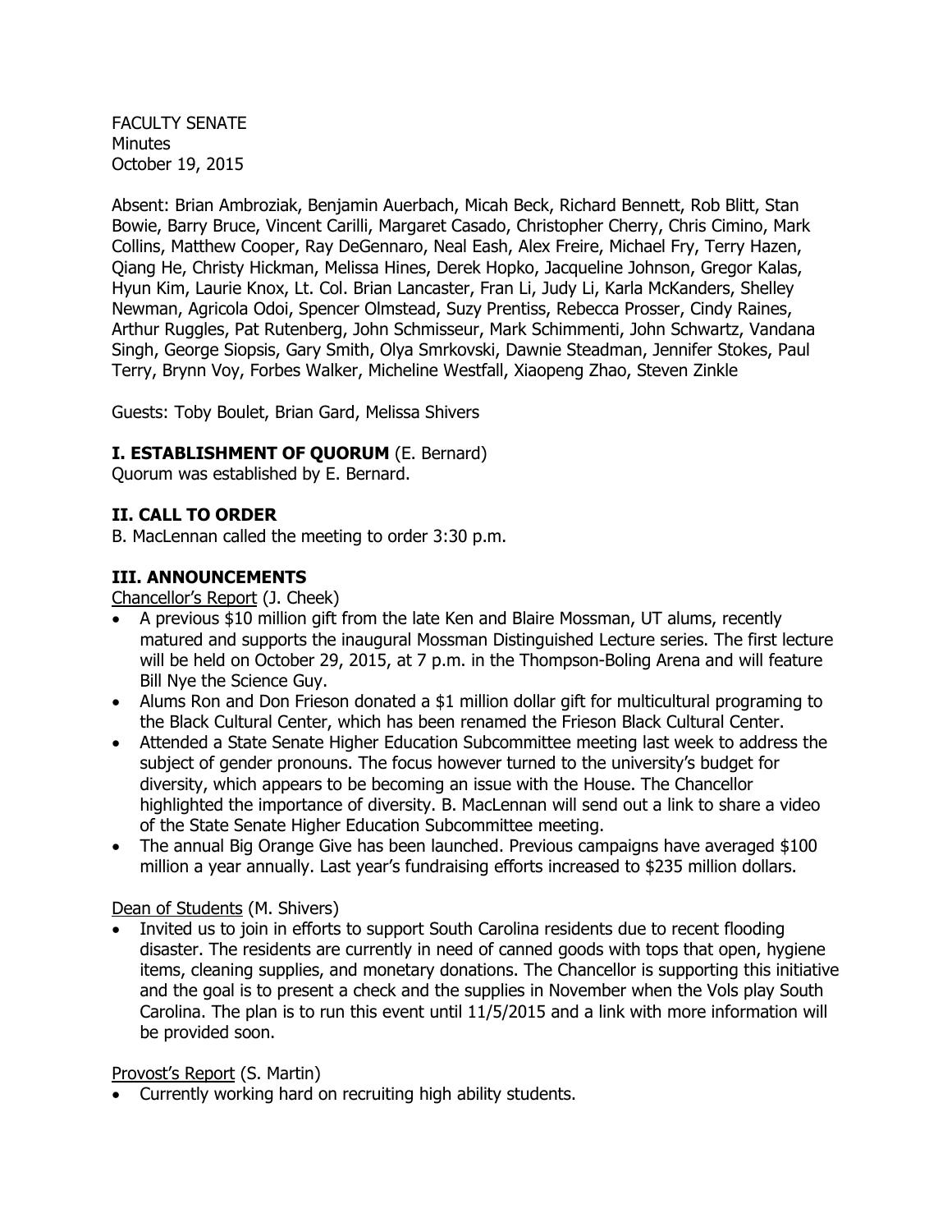FACULTY SENATE
Minutes
October 19, 2015

Absent: Brian Ambroziak, Benjamin Auerbach, Micah Beck, Richard Bennett, Rob Blitt, Stan Bowie, Barry Bruce, Vincent Carilli, Margaret Casado, Christopher Cherry, Chris Cimino, Mark Collins, Matthew Cooper, Ray DeGennaro, Neal Eash, Alex Freire, Michael Fry, Terry Hazen, Qiang He, Christy Hickman, Melissa Hines, Derek Hopko, Jacqueline Johnson, Gregor Kalas, Hyun Kim, Laurie Knox, Lt. Col. Brian Lancaster, Fran Li, Judy Li, Karla McKanders, Shelley Newman, Agricola Odoi, Spencer Olmstead, Suzy Prentiss, Rebecca Prosser, Cindy Raines, Arthur Ruggles, Pat Rutenberg, John Schmisseur, Mark Schimmenti, John Schwartz, Vandana Singh, George Siopsis, Gary Smith, Olya Smrkovski, Dawnie Steadman, Jennifer Stokes, Paul Terry, Brynn Voy, Forbes Walker, Micheline Westfall, Xiaopeng Zhao, Steven Zinkle

Guests: Toby Boulet, Brian Gard, Melissa Shivers

**I. ESTABLISHMENT OF QUORUM** (E. Bernard)
Quorum was established by E. Bernard.

**II. CALL TO ORDER**
B. MacLennan called the meeting to order 3:30 p.m.

**III. ANNOUNCEMENTS**
Chancellor's Report (J. Cheek)

- A previous $10 million gift from the late Ken and Blaire Mossman, UT alums, recently matured and supports the inaugural Mossman Distinguished Lecture series. The first lecture will be held on October 29, 2015, at 7 p.m. in the Thompson-Boling Arena and will feature Bill Nye the Science Guy.
- Alums Ron and Don Frieson donated a $1 million dollar gift for multicultural programing to the Black Cultural Center, which has been renamed the Frieson Black Cultural Center.
- Attended a State Senate Higher Education Subcommittee meeting last week to address the subject of gender pronouns. The focus however turned to the university's budget for diversity, which appears to be becoming an issue with the House. The Chancellor highlighted the importance of diversity. B. MacLennan will send out a link to share a video of the State Senate Higher Education Subcommittee meeting.
- The annual Big Orange Give has been launched. Previous campaigns have averaged $100 million a year annually. Last year's fundraising efforts increased to $235 million dollars.

Dean of Students (M. Shivers)

- Invited us to join in efforts to support South Carolina residents due to recent flooding disaster. The residents are currently in need of canned goods with tops that open, hygiene items, cleaning supplies, and monetary donations. The Chancellor is supporting this initiative and the goal is to present a check and the supplies in November when the Vols play South Carolina. The plan is to run this event until 11/5/2015 and a link with more information will be provided soon.

Provost's Report (S. Martin)

- Currently working hard on recruiting high ability students.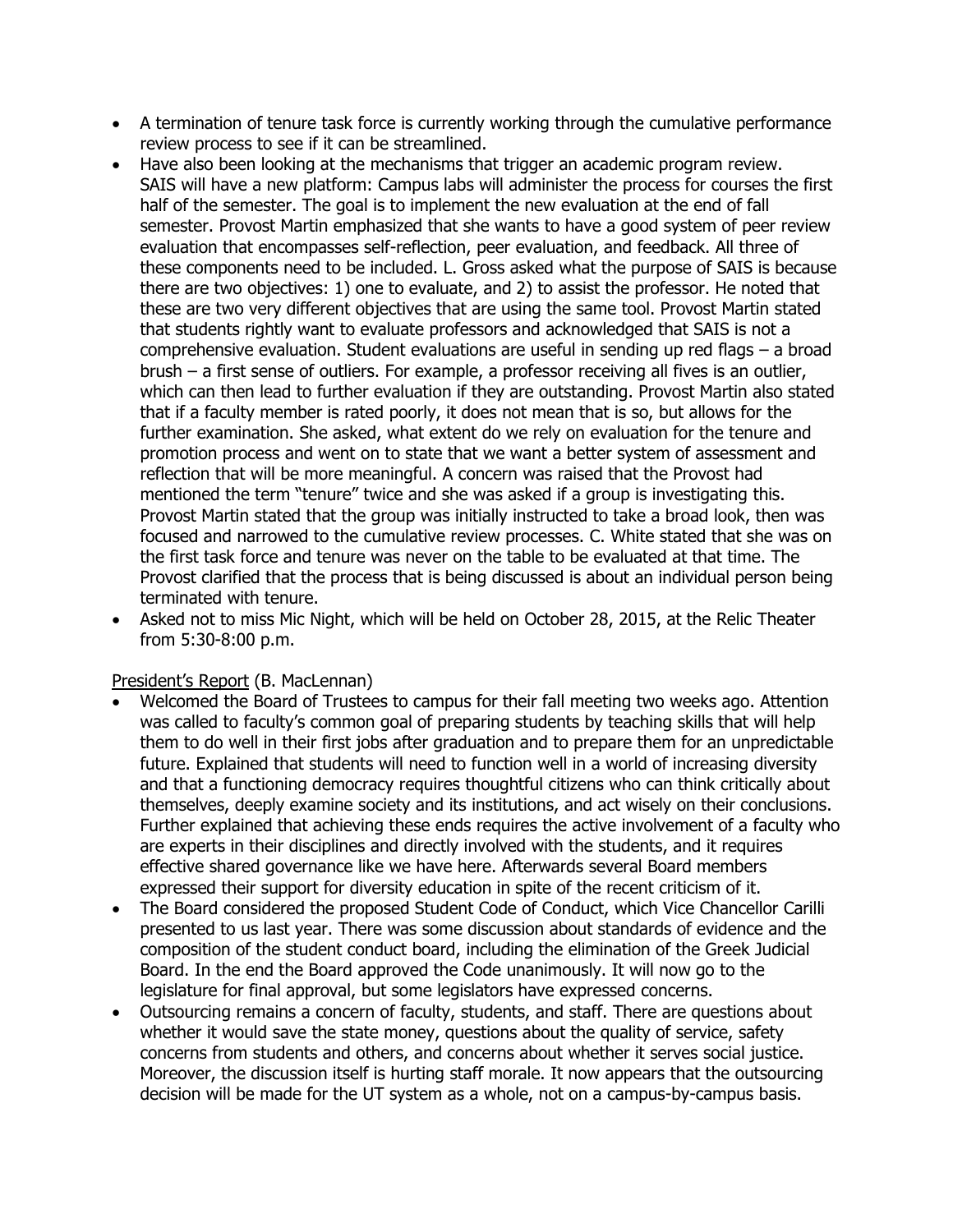- A termination of tenure task force is currently working through the cumulative performance review process to see if it can be streamlined.
- Have also been looking at the mechanisms that trigger an academic program review. SAIS will have a new platform: Campus labs will administer the process for courses the first half of the semester. The goal is to implement the new evaluation at the end of fall semester. Provost Martin emphasized that she wants to have a good system of peer review evaluation that encompasses self-reflection, peer evaluation, and feedback. All three of these components need to be included. L. Gross asked what the purpose of SAIS is because there are two objectives: 1) one to evaluate, and 2) to assist the professor. He noted that these are two very different objectives that are using the same tool. Provost Martin stated that students rightly want to evaluate professors and acknowledged that SAIS is not a comprehensive evaluation. Student evaluations are useful in sending up red flags – a broad brush – a first sense of outliers. For example, a professor receiving all fives is an outlier, which can then lead to further evaluation if they are outstanding. Provost Martin also stated that if a faculty member is rated poorly, it does not mean that is so, but allows for the further examination. She asked, what extent do we rely on evaluation for the tenure and promotion process and went on to state that we want a better system of assessment and reflection that will be more meaningful. A concern was raised that the Provost had mentioned the term "tenure" twice and she was asked if a group is investigating this. Provost Martin stated that the group was initially instructed to take a broad look, then was focused and narrowed to the cumulative review processes. C. White stated that she was on the first task force and tenure was never on the table to be evaluated at that time. The Provost clarified that the process that is being discussed is about an individual person being terminated with tenure.
- Asked not to miss Mic Night, which will be held on October 28, 2015, at the Relic Theater from 5:30-8:00 p.m.

<u>President's Report</u> (B. MacLennan)

- Welcomed the Board of Trustees to campus for their fall meeting two weeks ago. Attention was called to faculty's common goal of preparing students by teaching skills that will help them to do well in their first jobs after graduation and to prepare them for an unpredictable future. Explained that students will need to function well in a world of increasing diversity and that a functioning democracy requires thoughtful citizens who can think critically about themselves, deeply examine society and its institutions, and act wisely on their conclusions. Further explained that achieving these ends requires the active involvement of a faculty who are experts in their disciplines and directly involved with the students, and it requires effective shared governance like we have here. Afterwards several Board members expressed their support for diversity education in spite of the recent criticism of it.
- The Board considered the proposed Student Code of Conduct, which Vice Chancellor Carilli presented to us last year. There was some discussion about standards of evidence and the composition of the student conduct board, including the elimination of the Greek Judicial Board. In the end the Board approved the Code unanimously. It will now go to the legislature for final approval, but some legislators have expressed concerns.
- Outsourcing remains a concern of faculty, students, and staff. There are questions about whether it would save the state money, questions about the quality of service, safety concerns from students and others, and concerns about whether it serves social justice. Moreover, the discussion itself is hurting staff morale. It now appears that the outsourcing decision will be made for the UT system as a whole, not on a campus-by-campus basis.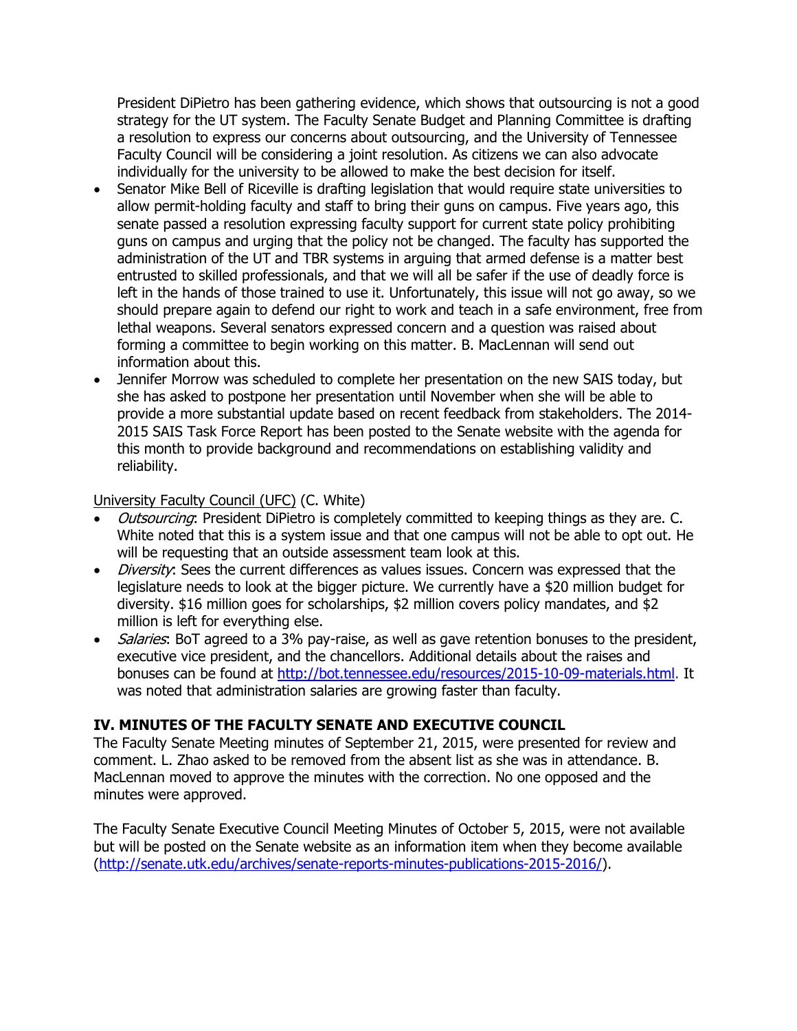President DiPietro has been gathering evidence, which shows that outsourcing is not a good strategy for the UT system. The Faculty Senate Budget and Planning Committee is drafting a resolution to express our concerns about outsourcing, and the University of Tennessee Faculty Council will be considering a joint resolution. As citizens we can also advocate individually for the university to be allowed to make the best decision for itself.

- Senator Mike Bell of Riceville is drafting legislation that would require state universities to allow permit-holding faculty and staff to bring their guns on campus. Five years ago, this senate passed a resolution expressing faculty support for current state policy prohibiting guns on campus and urging that the policy not be changed. The faculty has supported the administration of the UT and TBR systems in arguing that armed defense is a matter best entrusted to skilled professionals, and that we will all be safer if the use of deadly force is left in the hands of those trained to use it. Unfortunately, this issue will not go away, so we should prepare again to defend our right to work and teach in a safe environment, free from lethal weapons. Several senators expressed concern and a question was raised about forming a committee to begin working on this matter. B. MacLennan will send out information about this.
- Jennifer Morrow was scheduled to complete her presentation on the new SAIS today, but she has asked to postpone her presentation until November when she will be able to provide a more substantial update based on recent feedback from stakeholders. The 2014-2015 SAIS Task Force Report has been posted to the Senate website with the agenda for this month to provide background and recommendations on establishing validity and reliability.

University Faculty Council (UFC) (C. White)

- *Outsourcing*: President DiPietro is completely committed to keeping things as they are. C. White noted that this is a system issue and that one campus will not be able to opt out. He will be requesting that an outside assessment team look at this.
- *Diversity*: Sees the current differences as values issues. Concern was expressed that the legislature needs to look at the bigger picture. We currently have a $20 million budget for diversity. $16 million goes for scholarships, $2 million covers policy mandates, and $2 million is left for everything else.
- *Salaries*: BoT agreed to a 3% pay-raise, as well as gave retention bonuses to the president, executive vice president, and the chancellors. Additional details about the raises and bonuses can be found at http://bot.tennessee.edu/resources/2015-10-09-materials.html. It was noted that administration salaries are growing faster than faculty.

## IV. MINUTES OF THE FACULTY SENATE AND EXECUTIVE COUNCIL

The Faculty Senate Meeting minutes of September 21, 2015, were presented for review and comment. L. Zhao asked to be removed from the absent list as she was in attendance. B. MacLennan moved to approve the minutes with the correction. No one opposed and the minutes were approved.

The Faculty Senate Executive Council Meeting Minutes of October 5, 2015, were not available but will be posted on the Senate website as an information item when they become available (http://senate.utk.edu/archives/senate-reports-minutes-publications-2015-2016/).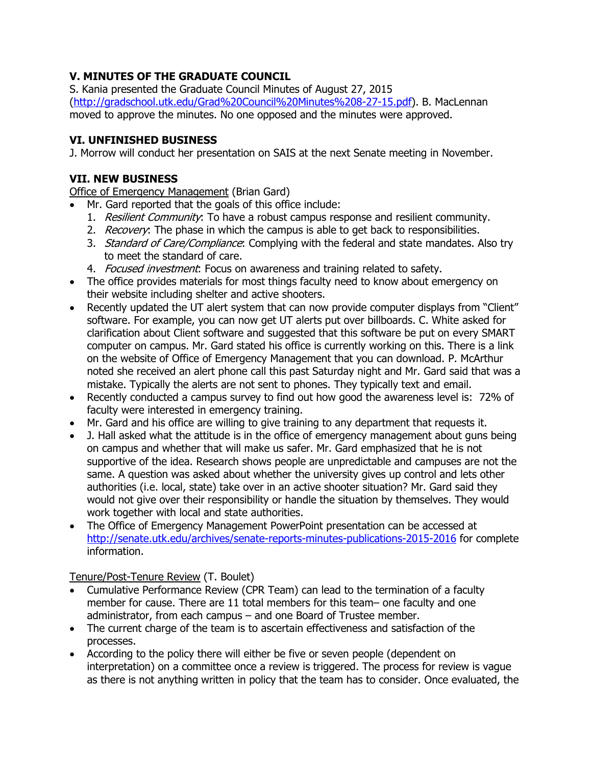### V. MINUTES OF THE GRADUATE COUNCIL

S. Kania presented the Graduate Council Minutes of August 27, 2015 (http://gradschool.utk.edu/Grad%20Council%20Minutes%208-27-15.pdf). B. MacLennan moved to approve the minutes. No one opposed and the minutes were approved.

### VI. UNFINISHED BUSINESS

J. Morrow will conduct her presentation on SAIS at the next Senate meeting in November.

### VII. NEW BUSINESS

Office of Emergency Management (Brian Gard)

- Mr. Gard reported that the goals of this office include:
  1. *Resilient Community*: To have a robust campus response and resilient community.
  2. *Recovery*: The phase in which the campus is able to get back to responsibilities.
  3. *Standard of Care/Compliance*: Complying with the federal and state mandates. Also try to meet the standard of care.
  4. *Focused investment*: Focus on awareness and training related to safety.
- The office provides materials for most things faculty need to know about emergency on their website including shelter and active shooters.
- Recently updated the UT alert system that can now provide computer displays from "Client" software. For example, you can now get UT alerts put over billboards. C. White asked for clarification about Client software and suggested that this software be put on every SMART computer on campus. Mr. Gard stated his office is currently working on this. There is a link on the website of Office of Emergency Management that you can download. P. McArthur noted she received an alert phone call this past Saturday night and Mr. Gard said that was a mistake. Typically the alerts are not sent to phones. They typically text and email.
- Recently conducted a campus survey to find out how good the awareness level is: 72% of faculty were interested in emergency training.
- Mr. Gard and his office are willing to give training to any department that requests it.
- J. Hall asked what the attitude is in the office of emergency management about guns being on campus and whether that will make us safer. Mr. Gard emphasized that he is not supportive of the idea. Research shows people are unpredictable and campuses are not the same. A question was asked about whether the university gives up control and lets other authorities (i.e. local, state) take over in an active shooter situation? Mr. Gard said they would not give over their responsibility or handle the situation by themselves. They would work together with local and state authorities.
- The Office of Emergency Management PowerPoint presentation can be accessed at http://senate.utk.edu/archives/senate-reports-minutes-publications-2015-2016 for complete information.

Tenure/Post-Tenure Review (T. Boulet)

- Cumulative Performance Review (CPR Team) can lead to the termination of a faculty member for cause. There are 11 total members for this team– one faculty and one administrator, from each campus – and one Board of Trustee member.
- The current charge of the team is to ascertain effectiveness and satisfaction of the processes.
- According to the policy there will either be five or seven people (dependent on interpretation) on a committee once a review is triggered. The process for review is vague as there is not anything written in policy that the team has to consider. Once evaluated, the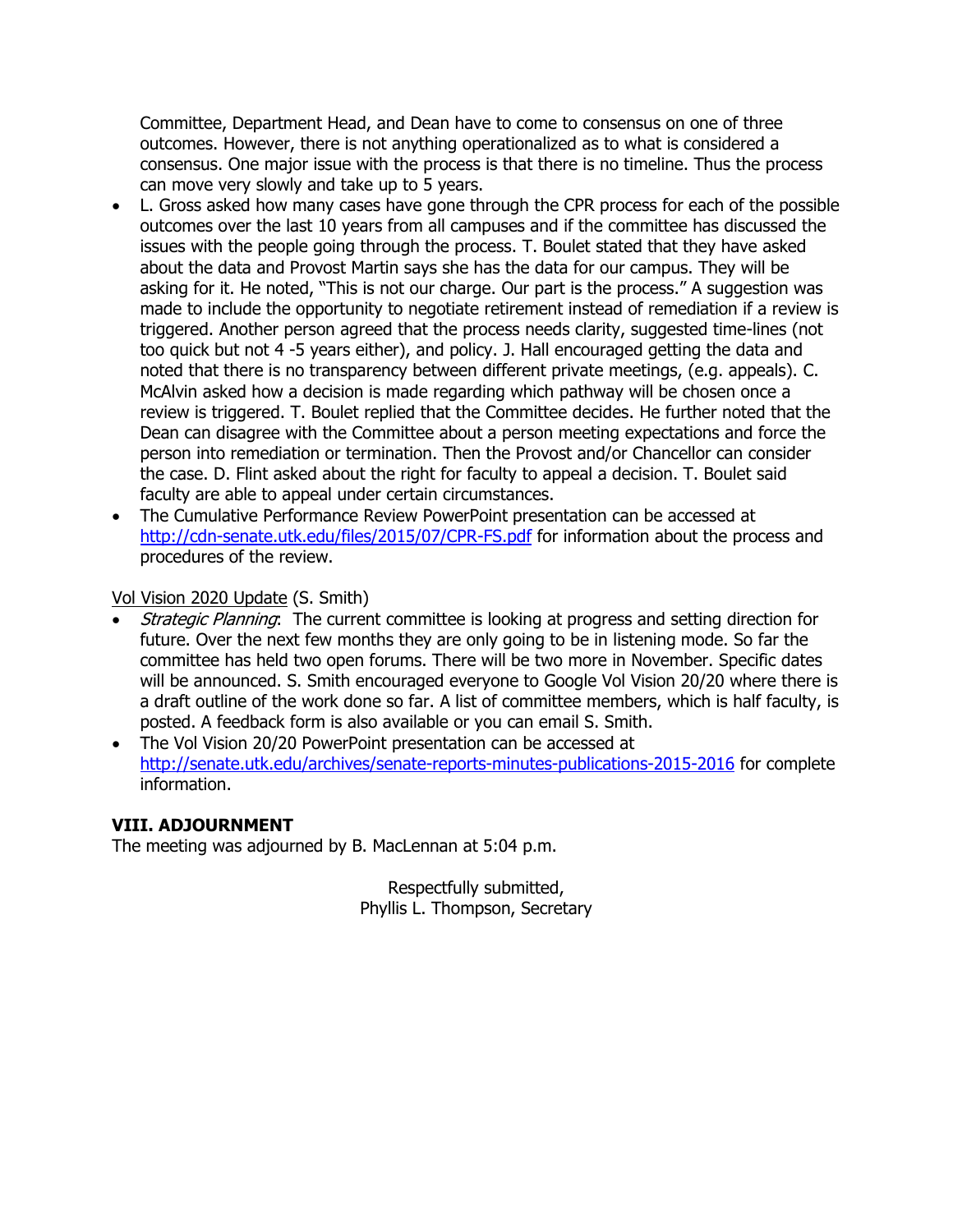Committee, Department Head, and Dean have to come to consensus on one of three outcomes. However, there is not anything operationalized as to what is considered a consensus. One major issue with the process is that there is no timeline. Thus the process can move very slowly and take up to 5 years.

- L. Gross asked how many cases have gone through the CPR process for each of the possible outcomes over the last 10 years from all campuses and if the committee has discussed the issues with the people going through the process. T. Boulet stated that they have asked about the data and Provost Martin says she has the data for our campus. They will be asking for it. He noted, "This is not our charge. Our part is the process." A suggestion was made to include the opportunity to negotiate retirement instead of remediation if a review is triggered. Another person agreed that the process needs clarity, suggested time-lines (not too quick but not 4 -5 years either), and policy. J. Hall encouraged getting the data and noted that there is no transparency between different private meetings, (e.g. appeals). C. McAlvin asked how a decision is made regarding which pathway will be chosen once a review is triggered. T. Boulet replied that the Committee decides. He further noted that the Dean can disagree with the Committee about a person meeting expectations and force the person into remediation or termination. Then the Provost and/or Chancellor can consider the case. D. Flint asked about the right for faculty to appeal a decision. T. Boulet said faculty are able to appeal under certain circumstances.
- The Cumulative Performance Review PowerPoint presentation can be accessed at http://cdn-senate.utk.edu/files/2015/07/CPR-FS.pdf for information about the process and procedures of the review.

Vol Vision 2020 Update (S. Smith)

- *Strategic Planning*: The current committee is looking at progress and setting direction for future. Over the next few months they are only going to be in listening mode. So far the committee has held two open forums. There will be two more in November. Specific dates will be announced. S. Smith encouraged everyone to Google Vol Vision 20/20 where there is a draft outline of the work done so far. A list of committee members, which is half faculty, is posted. A feedback form is also available or you can email S. Smith.
- The Vol Vision 20/20 PowerPoint presentation can be accessed at http://senate.utk.edu/archives/senate-reports-minutes-publications-2015-2016 for complete information.

**VIII. ADJOURNMENT**

The meeting was adjourned by B. MacLennan at 5:04 p.m.

Respectfully submitted,
Phyllis L. Thompson, Secretary